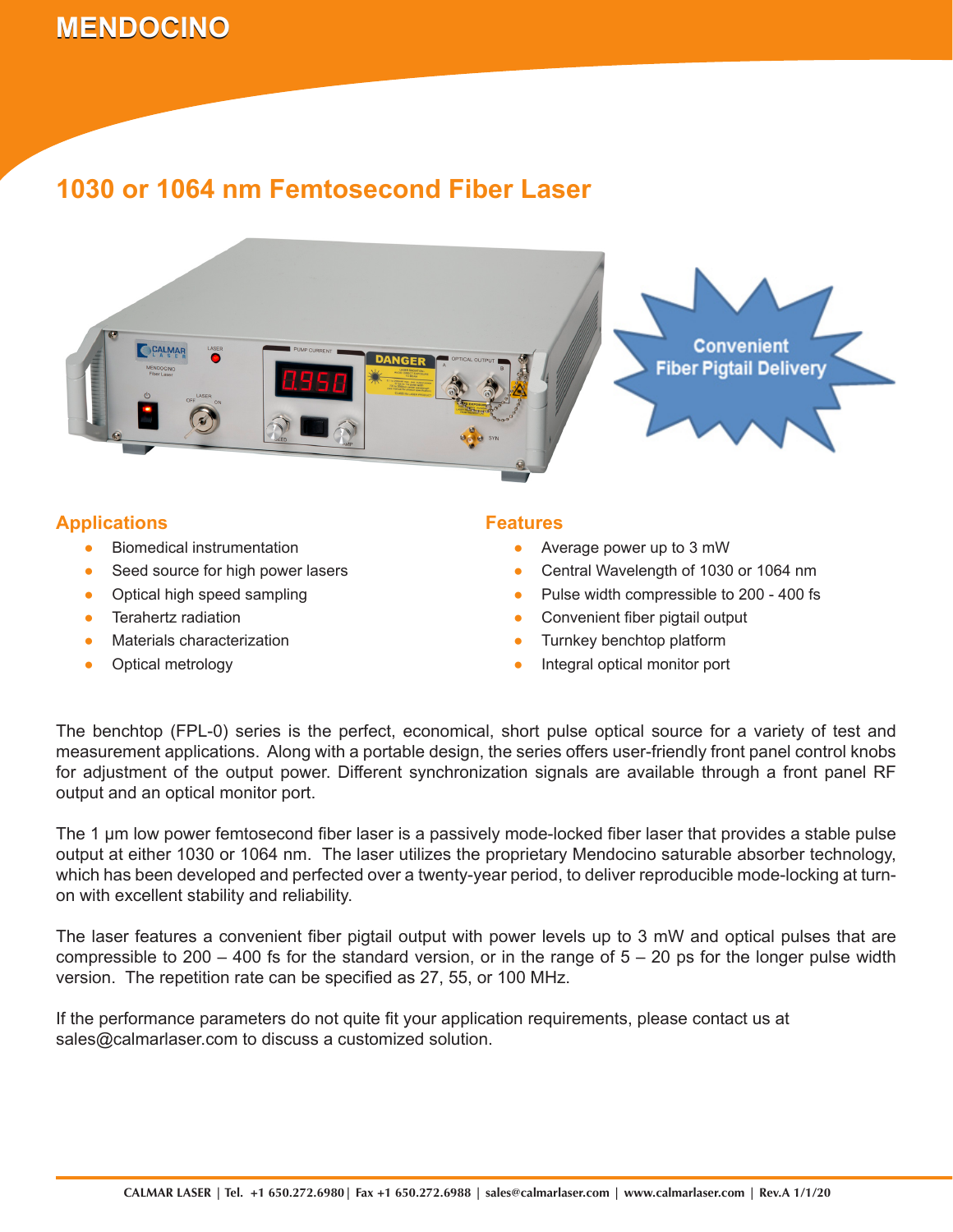# MENDOCINO

## 1030 or 1064 nm Femtosecond Fiber Laser

Convenient Fiber Pigtail Delivery

### Applications

- Biomedical instrumentation
- Seed source for high power lasers
- Optical high speed sampling
- Terahertz radiation
- Materials characterization
- Optical metrology

### Features

- Average power up to 3 mW
- Central Wavelength of 1030 or 1064 nm
- Pulse width compressible to 200 - 400 fs
- Convenient fiber pigtail output
- Turnkey benchtop platform
- Integral optical monitor port

The benchtop (FPL-0) series is the perfect, economical, short pulse optical source for a variety of test and measurement applications. Along with a portable design, the series offers user-friendly front panel control knobs for adjustment of the output power. Different synchronization signals are available through a front panel RF output and an optical monitor port.

The 1 µm low power femtosecond fiber laser is a passively mode-locked fiber laser that provides a stable pulse output at either 1030 or 1064 nm. The laser utilizes the proprietary Mendocino saturable absorber technology, which has been developed and perfected over a twenty-year period, to deliver reproducible mode-locking at turn-on with excellent stability and reliability.

The laser features a convenient fiber pigtail output with power levels up to 3 mW and optical pulses that are compressible to 200 – 400 fs for the standard version, or in the range of 5 – 20 ps for the longer pulse width version. The repetition rate can be specified as 27, 55, or 100 MHz.

If the performance parameters do not quite fit your application requirements, please contact us at sales@calmarlaser.com to discuss a customized solution.

CALMAR LASER | Tel. +1 650.272.6980 | Fax +1 650.272.6988 | sales@calmarlaser.com | www.calmarlaser.com | Rev.A 1/1/20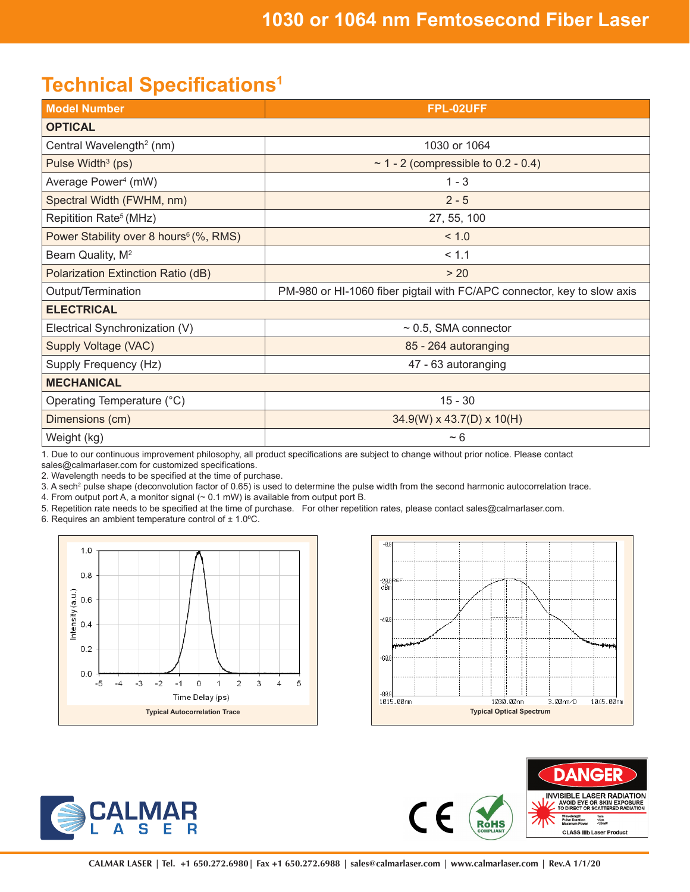# 1030 or 1064 nm Femtosecond Fiber Laser

## Technical Specifications[1]

| Model Number | FPL-02UFF |
|---|---|
| **OPTICAL** | |
| Central Wavelength[2] (nm) | 1030 or 1064 |
| Pulse Width[3] (ps) | ~ 1 - 2 (compressible to 0.2 - 0.4) |
| Average Power[4] (mW) | 1 - 3 |
| Spectral Width (FWHM, nm) | 2 - 5 |
| Repitition Rate[5] (MHz) | 27, 55, 100 |
| Power Stability over 8 hours[6] (%, RMS) | < 1.0 |
| Beam Quality, $M^2$ | < 1.1 |
| Polarization Extinction Ratio (dB) | > 20 |
| Output/Termination | PM-980 or HI-1060 fiber pigtail with FC/APC connector, key to slow axis |
| **ELECTRICAL** | |
| Electrical Synchronization (V) | ~ 0.5, SMA connector |
| Supply Voltage (VAC) | 85 - 264 autoranging |
| Supply Frequency (Hz) | 47 - 63 autoranging |
| **MECHANICAL** | |
| Operating Temperature (°C) | 15 - 30 |
| Dimensions (cm) | 34.9(W) x 43.7(D) x 10(H) |
| Weight (kg) | ~ 6 |

1. Due to our continuous improvement philosophy, all product specifications are subject to change without prior notice. Please contact sales@calmarlaser.com for customized specifications.
2. Wavelength needs to be specified at the time of purchase.
3. A $sech^2$ pulse shape (deconvolution factor of 0.65) is used to determine the pulse width from the second harmonic autocorrelation trace.
4. From output port A, a monitor signal (~ 0.1 mW) is available from output port B.
5. Repetition rate needs to be specified at the time of purchase. For other repetition rates, please contact sales@calmarlaser.com.
6. Requires an ambient temperature control of ± 1.0ºC.

1.0
0.8
0.6
0.4
0.2
0.0
Intensity (a.u.)
-5 -4 -3 -2 -1 0 1 2 3 4 5
Time Delay (ps)

Typical Autocorrelation Trace

-0.0
-20.0 REF dBm
-40.0
-60.0
-80.0
1015.00nm 1030.00nm 3.00nm/D 1045.00nm

Typical Optical Spectrum

CALMAR LASER

DANGER
INVISIBLE LASER RADIATION
AVOID EYE OR SKIN EXPOSURE TO DIRECT OR SCATTERED RADIATION
CLASS IIIb Laser Product

CALMAR LASER | Tel. +1 650.272.6980 | Fax +1 650.272.6988 | sales@calmarlaser.com | www.calmarlaser.com | Rev.A 1/1/20